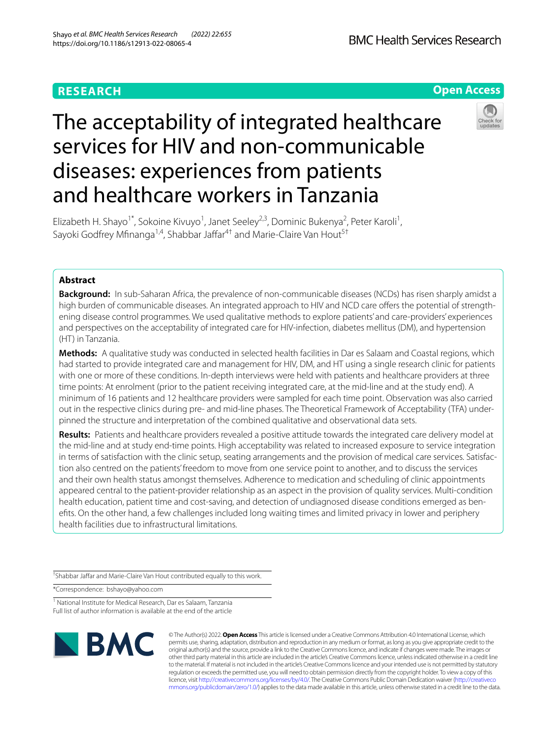**RESEARCH**

**Open Access**

# The acceptability of integrated healthcare services for HIV and non-communicable diseases: experiences from patients and healthcare workers in Tanzania

Elizabeth H. Shayo[1*], Sokoine Kivuyo[1], Janet Seeley[2,3], Dominic Bukenya[2], Peter Karoli[1], Sayoki Godfrey Mfinanga[1,4], Shabbar Jaffar[4†] and Marie-Claire Van Hout[5†]

## Abstract

**Background:** In sub-Saharan Africa, the prevalence of non-communicable diseases (NCDs) has risen sharply amidst a high burden of communicable diseases. An integrated approach to HIV and NCD care offers the potential of strengthening disease control programmes. We used qualitative methods to explore patients' and care-providers' experiences and perspectives on the acceptability of integrated care for HIV-infection, diabetes mellitus (DM), and hypertension (HT) in Tanzania.

**Methods:** A qualitative study was conducted in selected health facilities in Dar es Salaam and Coastal regions, which had started to provide integrated care and management for HIV, DM, and HT using a single research clinic for patients with one or more of these conditions. In-depth interviews were held with patients and healthcare providers at three time points: At enrolment (prior to the patient receiving integrated care, at the mid-line and at the study end). A minimum of 16 patients and 12 healthcare providers were sampled for each time point. Observation was also carried out in the respective clinics during pre- and mid-line phases. The Theoretical Framework of Acceptability (TFA) underpinned the structure and interpretation of the combined qualitative and observational data sets.

**Results:** Patients and healthcare providers revealed a positive attitude towards the integrated care delivery model at the mid-line and at study end-time points. High acceptability was related to increased exposure to service integration in terms of satisfaction with the clinic setup, seating arrangements and the provision of medical care services. Satisfaction also centred on the patients' freedom to move from one service point to another, and to discuss the services and their own health status amongst themselves. Adherence to medication and scheduling of clinic appointments appeared central to the patient-provider relationship as an aspect in the provision of quality services. Multi-condition health education, patient time and cost-saving, and detection of undiagnosed disease conditions emerged as benefits. On the other hand, a few challenges included long waiting times and limited privacy in lower and periphery health facilities due to infrastructural limitations.

†Shabbar Jaffar and Marie-Claire Van Hout contributed equally to this work.

*Correspondence: bshayo@yahoo.com

[1] National Institute for Medical Research, Dar es Salaam, Tanzania
Full list of author information is available at the end of the article

© The Author(s) 2022. **Open Access** This article is licensed under a Creative Commons Attribution 4.0 International License, which permits use, sharing, adaptation, distribution and reproduction in any medium or format, as long as you give appropriate credit to the original author(s) and the source, provide a link to the Creative Commons licence, and indicate if changes were made. The images or other third party material in this article are included in the article's Creative Commons licence, unless indicated otherwise in a credit line to the material. If material is not included in the article's Creative Commons licence and your intended use is not permitted by statutory regulation or exceeds the permitted use, you will need to obtain permission directly from the copyright holder. To view a copy of this licence, visit http://creativecommons.org/licenses/by/4.0/. The Creative Commons Public Domain Dedication waiver (http://creativecommons.org/publicdomain/zero/1.0/) applies to the data made available in this article, unless otherwise stated in a credit line to the data.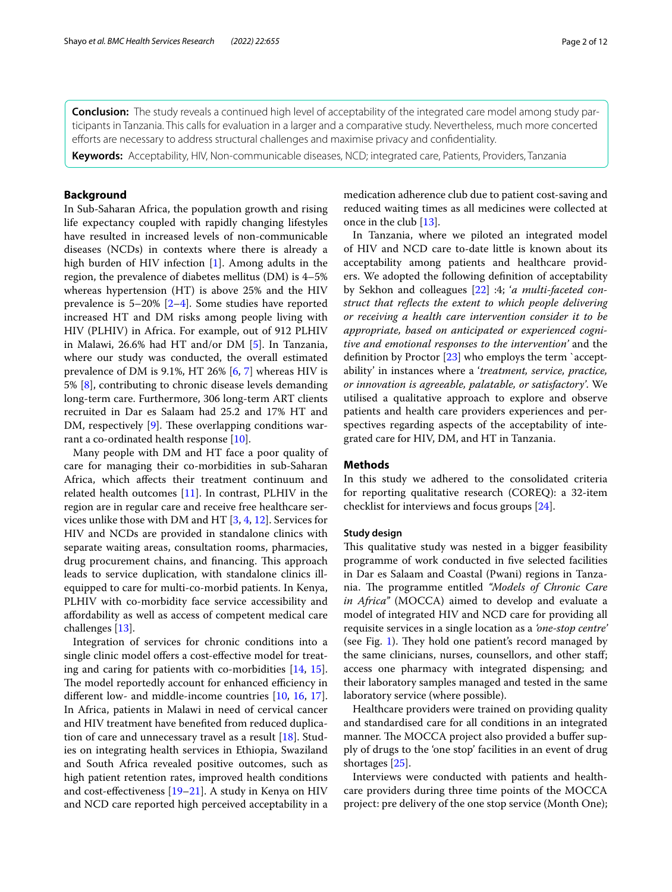**Conclusion:** The study reveals a continued high level of acceptability of the integrated care model among study participants in Tanzania. This calls for evaluation in a larger and a comparative study. Nevertheless, much more concerted efforts are necessary to address structural challenges and maximise privacy and confidentiality.

**Keywords:** Acceptability, HIV, Non-communicable diseases, NCD; integrated care, Patients, Providers, Tanzania

## Background

In Sub-Saharan Africa, the population growth and rising life expectancy coupled with rapidly changing lifestyles have resulted in increased levels of non-communicable diseases (NCDs) in contexts where there is already a high burden of HIV infection [1]. Among adults in the region, the prevalence of diabetes mellitus (DM) is 4–5% whereas hypertension (HT) is above 25% and the HIV prevalence is 5–20% [2–4]. Some studies have reported increased HT and DM risks among people living with HIV (PLHIV) in Africa. For example, out of 912 PLHIV in Malawi, 26.6% had HT and/or DM [5]. In Tanzania, where our study was conducted, the overall estimated prevalence of DM is 9.1%, HT 26% [6, 7] whereas HIV is 5% [8], contributing to chronic disease levels demanding long-term care. Furthermore, 306 long-term ART clients recruited in Dar es Salaam had 25.2 and 17% HT and DM, respectively [9]. These overlapping conditions warrant a co-ordinated health response [10].

Many people with DM and HT face a poor quality of care for managing their co-morbidities in sub-Saharan Africa, which affects their treatment continuum and related health outcomes [11]. In contrast, PLHIV in the region are in regular care and receive free healthcare services unlike those with DM and HT [3, 4, 12]. Services for HIV and NCDs are provided in standalone clinics with separate waiting areas, consultation rooms, pharmacies, drug procurement chains, and financing. This approach leads to service duplication, with standalone clinics ill-equipped to care for multi-co-morbid patients. In Kenya, PLHIV with co-morbidity face service accessibility and affordability as well as access of competent medical care challenges [13].

Integration of services for chronic conditions into a single clinic model offers a cost-effective model for treating and caring for patients with co-morbidities [14, 15]. The model reportedly account for enhanced efficiency in different low- and middle-income countries [10, 16, 17]. In Africa, patients in Malawi in need of cervical cancer and HIV treatment have benefited from reduced duplication of care and unnecessary travel as a result [18]. Studies on integrating health services in Ethiopia, Swaziland and South Africa revealed positive outcomes, such as high patient retention rates, improved health conditions and cost-effectiveness [19–21]. A study in Kenya on HIV and NCD care reported high perceived acceptability in a medication adherence club due to patient cost-saving and reduced waiting times as all medicines were collected at once in the club [13].

In Tanzania, where we piloted an integrated model of HIV and NCD care to-date little is known about its acceptability among patients and healthcare providers. We adopted the following definition of acceptability by Sekhon and colleagues [22] :4; *'a multi-faceted construct that reflects the extent to which people delivering or receiving a health care intervention consider it to be appropriate, based on anticipated or experienced cognitive and emotional responses to the intervention'* and the definition by Proctor [23] who employs the term `acceptability' in instances where a '*treatment, service, practice, or innovation is agreeable, palatable, or satisfactory*'. We utilised a qualitative approach to explore and observe patients and health care providers experiences and perspectives regarding aspects of the acceptability of integrated care for HIV, DM, and HT in Tanzania.

## Methods

In this study we adhered to the consolidated criteria for reporting qualitative research (COREQ): a 32-item checklist for interviews and focus groups [24].

### Study design

This qualitative study was nested in a bigger feasibility programme of work conducted in five selected facilities in Dar es Salaam and Coastal (Pwani) regions in Tanzania. The programme entitled *"Models of Chronic Care in Africa"* (MOCCA) aimed to develop and evaluate a model of integrated HIV and NCD care for providing all requisite services in a single location as a *'one-stop centre'* (see Fig. 1). They hold one patient's record managed by the same clinicians, nurses, counsellors, and other staff; access one pharmacy with integrated dispensing; and their laboratory samples managed and tested in the same laboratory service (where possible).

Healthcare providers were trained on providing quality and standardised care for all conditions in an integrated manner. The MOCCA project also provided a buffer supply of drugs to the 'one stop' facilities in an event of drug shortages [25].

Interviews were conducted with patients and healthcare providers during three time points of the MOCCA project: pre delivery of the one stop service (Month One);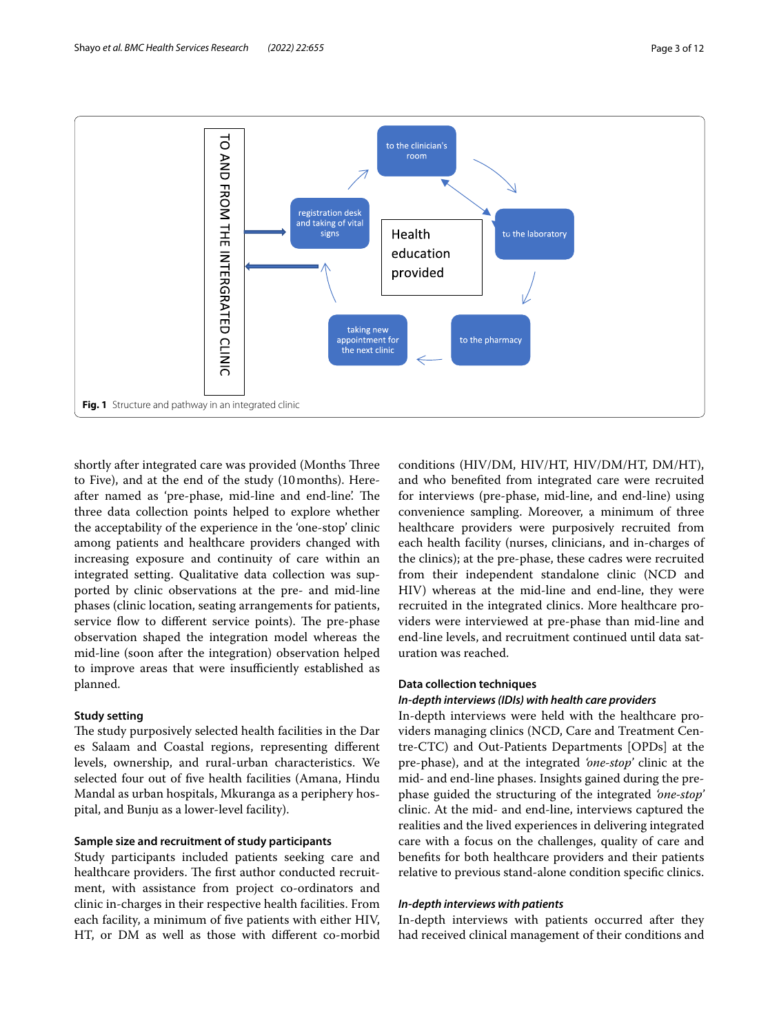Fig. 1 Structure and pathway in an integrated clinic

shortly after integrated care was provided (Months Three to Five), and at the end of the study (10 months). Hereafter named as 'pre-phase, mid-line and end-line'. The three data collection points helped to explore whether the acceptability of the experience in the 'one-stop' clinic among patients and healthcare providers changed with increasing exposure and continuity of care within an integrated setting. Qualitative data collection was supported by clinic observations at the pre- and mid-line phases (clinic location, seating arrangements for patients, service flow to different service points). The pre-phase observation shaped the integration model whereas the mid-line (soon after the integration) observation helped to improve areas that were insufficiently established as planned.

### Study setting

The study purposively selected health facilities in the Dar es Salaam and Coastal regions, representing different levels, ownership, and rural-urban characteristics. We selected four out of five health facilities (Amana, Hindu Mandal as urban hospitals, Mkuranga as a periphery hospital, and Bunju as a lower-level facility).

### Sample size and recruitment of study participants

Study participants included patients seeking care and healthcare providers. The first author conducted recruitment, with assistance from project co-ordinators and clinic in-charges in their respective health facilities. From each facility, a minimum of five patients with either HIV, HT, or DM as well as those with different co-morbid conditions (HIV/DM, HIV/HT, HIV/DM/HT, DM/HT), and who benefited from integrated care were recruited for interviews (pre-phase, mid-line, and end-line) using convenience sampling. Moreover, a minimum of three healthcare providers were purposively recruited from each health facility (nurses, clinicians, and in-charges of the clinics); at the pre-phase, these cadres were recruited from their independent standalone clinic (NCD and HIV) whereas at the mid-line and end-line, they were recruited in the integrated clinics. More healthcare providers were interviewed at pre-phase than mid-line and end-line levels, and recruitment continued until data saturation was reached.

### Data collection techniques

#### *In-depth interviews (IDIs) with health care providers*

In-depth interviews were held with the healthcare providers managing clinics (NCD, Care and Treatment Centre-CTC) and Out-Patients Departments [OPDs] at the pre-phase), and at the integrated *'one-stop'* clinic at the mid- and end-line phases. Insights gained during the pre-phase guided the structuring of the integrated *'one-stop'* clinic. At the mid- and end-line, interviews captured the realities and the lived experiences in delivering integrated care with a focus on the challenges, quality of care and benefits for both healthcare providers and their patients relative to previous stand-alone condition specific clinics.

#### *In-depth interviews with patients*

In-depth interviews with patients occurred after they had received clinical management of their conditions and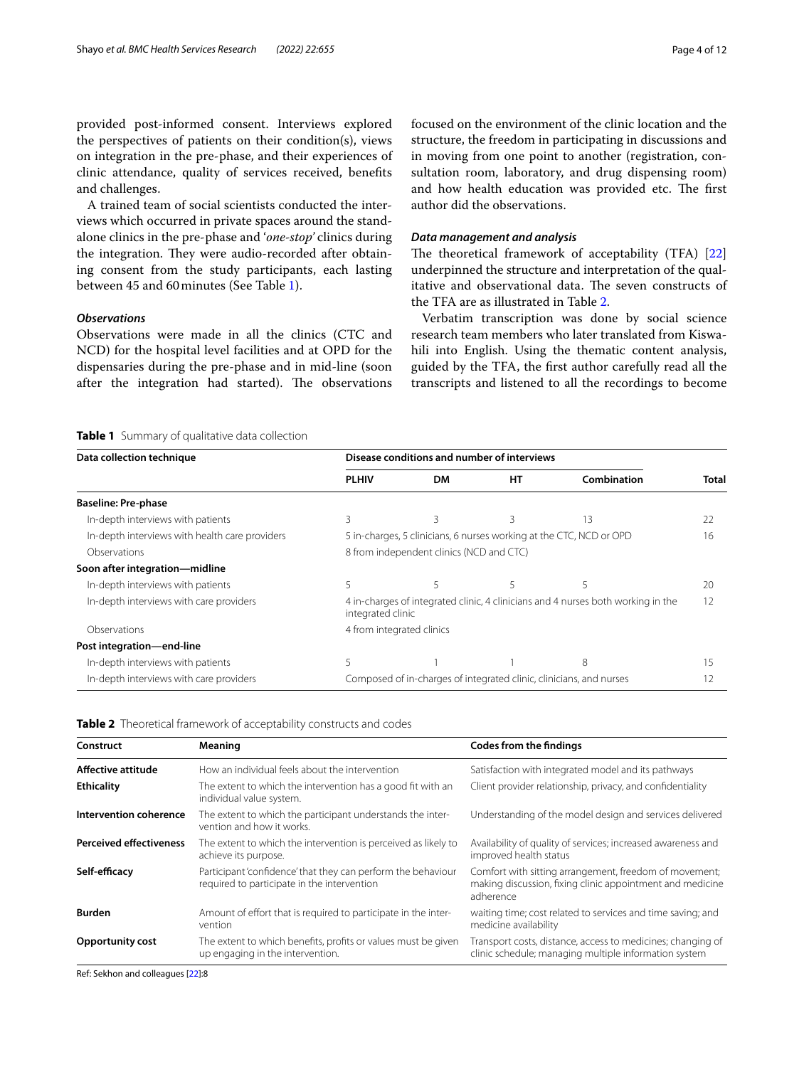provided post-informed consent. Interviews explored the perspectives of patients on their condition(s), views on integration in the pre-phase, and their experiences of clinic attendance, quality of services received, benefits and challenges.

A trained team of social scientists conducted the interviews which occurred in private spaces around the stand-alone clinics in the pre-phase and '*one-stop*' clinics during the integration. They were audio-recorded after obtaining consent from the study participants, each lasting between 45 and 60 minutes (See Table 1).

### *Observations*

Observations were made in all the clinics (CTC and NCD) for the hospital level facilities and at OPD for the dispensaries during the pre-phase and in mid-line (soon after the integration had started). The observations focused on the environment of the clinic location and the structure, the freedom in participating in discussions and in moving from one point to another (registration, consultation room, laboratory, and drug dispensing room) and how health education was provided etc. The first author did the observations.

### *Data management and analysis*

The theoretical framework of acceptability (TFA) [22] underpinned the structure and interpretation of the qualitative and observational data. The seven constructs of the TFA are as illustrated in Table 2.

Verbatim transcription was done by social science research team members who later translated from Kiswahili into English. Using the thematic content analysis, guided by the TFA, the first author carefully read all the transcripts and listened to all the recordings to become

**Table 1** Summary of qualitative data collection

| Data collection technique | Disease conditions and number of interviews | | | | Total |
|---|---|---|---|---|---|
| | PLHIV | DM | HT | Combination | |
| **Baseline: Pre-phase** | | | | | |
| In-depth interviews with patients | 3 | 3 | 3 | 13 | 22 |
| In-depth interviews with health care providers | 5 in-charges, 5 clinicians, 6 nurses working at the CTC, NCD or OPD | | | | 16 |
| Observations | 8 from independent clinics (NCD and CTC) | | | | |
| **Soon after integration—midline** | | | | | |
| In-depth interviews with patients | 5 | 5 | 5 | 5 | 20 |
| In-depth interviews with care providers | 4 in-charges of integrated clinic, 4 clinicians and 4 nurses both working in the integrated clinic | | | | 12 |
| Observations | 4 from integrated clinics | | | | |
| **Post integration—end-line** | | | | | |
| In-depth interviews with patients | 5 | 1 | 1 | 8 | 15 |
| In-depth interviews with care providers | Composed of in-charges of integrated clinic, clinicians, and nurses | | | | 12 |

**Table 2** Theoretical framework of acceptability constructs and codes

| Construct | Meaning | Codes from the findings |
|---|---|---|
| **Affective attitude** | How an individual feels about the intervention | Satisfaction with integrated model and its pathways |
| **Ethicality** | The extent to which the intervention has a good fit with an individual value system. | Client provider relationship, privacy, and confidentiality |
| **Intervention coherence** | The extent to which the participant understands the intervention and how it works. | Understanding of the model design and services delivered |
| **Perceived effectiveness** | The extent to which the intervention is perceived as likely to achieve its purpose. | Availability of quality of services; increased awareness and improved health status |
| **Self-efficacy** | Participant 'confidence' that they can perform the behaviour required to participate in the intervention | Comfort with sitting arrangement, freedom of movement; making discussion, fixing clinic appointment and medicine adherence |
| **Burden** | Amount of effort that is required to participate in the intervention | waiting time; cost related to services and time saving; and medicine availability |
| **Opportunity cost** | The extent to which benefits, profits or values must be given up engaging in the intervention. | Transport costs, distance, access to medicines; changing of clinic schedule; managing multiple information system |

Ref: Sekhon and colleagues [22]:8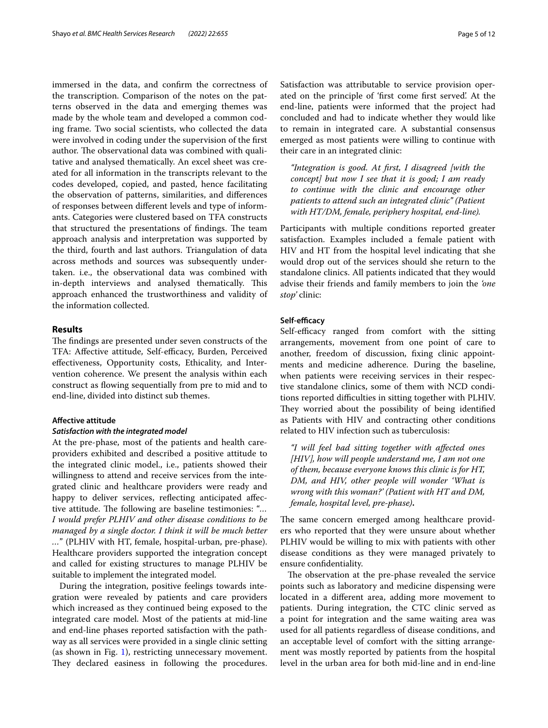immersed in the data, and confirm the correctness of the transcription. Comparison of the notes on the patterns observed in the data and emerging themes was made by the whole team and developed a common coding frame. Two social scientists, who collected the data were involved in coding under the supervision of the first author. The observational data was combined with qualitative and analysed thematically. An excel sheet was created for all information in the transcripts relevant to the codes developed, copied, and pasted, hence facilitating the observation of patterns, similarities, and differences of responses between different levels and type of informants. Categories were clustered based on TFA constructs that structured the presentations of findings. The team approach analysis and interpretation was supported by the third, fourth and last authors. Triangulation of data across methods and sources was subsequently undertaken. i.e., the observational data was combined with in-depth interviews and analysed thematically. This approach enhanced the trustworthiness and validity of the information collected.

## Results

The findings are presented under seven constructs of the TFA: Affective attitude, Self-efficacy, Burden, Perceived effectiveness, Opportunity costs, Ethicality, and Intervention coherence. We present the analysis within each construct as flowing sequentially from pre to mid and to end-line, divided into distinct sub themes.

### Affective attitude

#### *Satisfaction with the integrated model*

At the pre-phase, most of the patients and health care-providers exhibited and described a positive attitude to the integrated clinic model., i.e., patients showed their willingness to attend and receive services from the integrated clinic and healthcare providers were ready and happy to deliver services, reflecting anticipated affective attitude. The following are baseline testimonies: *"… I would prefer PLHIV and other disease conditions to be managed by a single doctor. I think it will be much better …"* (PLHIV with HT, female, hospital-urban, pre-phase). Healthcare providers supported the integration concept and called for existing structures to manage PLHIV be suitable to implement the integrated model.

During the integration, positive feelings towards integration were revealed by patients and care providers which increased as they continued being exposed to the integrated care model. Most of the patients at mid-line and end-line phases reported satisfaction with the pathway as all services were provided in a single clinic setting (as shown in Fig. 1), restricting unnecessary movement. They declared easiness in following the procedures. Satisfaction was attributable to service provision operated on the principle of 'first come first served'. At the end-line, patients were informed that the project had concluded and had to indicate whether they would like to remain in integrated care. A substantial consensus emerged as most patients were willing to continue with their care in an integrated clinic:

> *"Integration is good. At first, I disagreed [with the concept] but now I see that it is good; I am ready to continue with the clinic and encourage other patients to attend such an integrated clinic" (Patient with HT/DM, female, periphery hospital, end-line).*

Participants with multiple conditions reported greater satisfaction. Examples included a female patient with HIV and HT from the hospital level indicating that she would drop out of the services should she return to the standalone clinics. All patients indicated that they would advise their friends and family members to join the *'one stop'* clinic:

### Self-efficacy

Self-efficacy ranged from comfort with the sitting arrangements, movement from one point of care to another, freedom of discussion, fixing clinic appointments and medicine adherence. During the baseline, when patients were receiving services in their respective standalone clinics, some of them with NCD conditions reported difficulties in sitting together with PLHIV. They worried about the possibility of being identified as Patients with HIV and contracting other conditions related to HIV infection such as tuberculosis:

> *"I will feel bad sitting together with affected ones [HIV], how will people understand me, I am not one of them, because everyone knows this clinic is for HT, DM, and HIV, other people will wonder 'What is wrong with this woman?' (Patient with HT and DM, female, hospital level, pre-phase)***.**

The same concern emerged among healthcare providers who reported that they were unsure about whether PLHIV would be willing to mix with patients with other disease conditions as they were managed privately to ensure confidentiality.

The observation at the pre-phase revealed the service points such as laboratory and medicine dispensing were located in a different area, adding more movement to patients. During integration, the CTC clinic served as a point for integration and the same waiting area was used for all patients regardless of disease conditions, and an acceptable level of comfort with the sitting arrangement was mostly reported by patients from the hospital level in the urban area for both mid-line and in end-line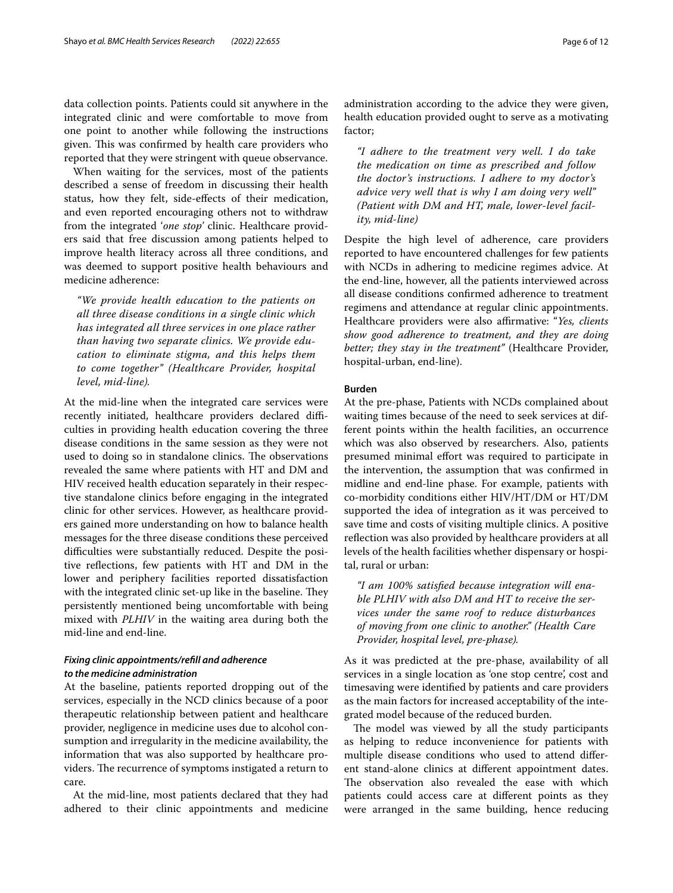data collection points. Patients could sit anywhere in the integrated clinic and were comfortable to move from one point to another while following the instructions given. This was confirmed by health care providers who reported that they were stringent with queue observance.

When waiting for the services, most of the patients described a sense of freedom in discussing their health status, how they felt, side-effects of their medication, and even reported encouraging others not to withdraw from the integrated '*one stop*' clinic. Healthcare providers said that free discussion among patients helped to improve health literacy across all three conditions, and was deemed to support positive health behaviours and medicine adherence:

> *"We provide health education to the patients on all three disease conditions in a single clinic which has integrated all three services in one place rather than having two separate clinics. We provide education to eliminate stigma, and this helps them to come together" (Healthcare Provider, hospital level, mid-line).*

At the mid-line when the integrated care services were recently initiated, healthcare providers declared difficulties in providing health education covering the three disease conditions in the same session as they were not used to doing so in standalone clinics. The observations revealed the same where patients with HT and DM and HIV received health education separately in their respective standalone clinics before engaging in the integrated clinic for other services. However, as healthcare providers gained more understanding on how to balance health messages for the three disease conditions these perceived difficulties were substantially reduced. Despite the positive reflections, few patients with HT and DM in the lower and periphery facilities reported dissatisfaction with the integrated clinic set-up like in the baseline. They persistently mentioned being uncomfortable with being mixed with *PLHIV* in the waiting area during both the mid-line and end-line.

#### *Fixing clinic appointments/refill and adherence to the medicine administration*

At the baseline, patients reported dropping out of the services, especially in the NCD clinics because of a poor therapeutic relationship between patient and healthcare provider, negligence in medicine uses due to alcohol consumption and irregularity in the medicine availability, the information that was also supported by healthcare providers. The recurrence of symptoms instigated a return to care.

At the mid-line, most patients declared that they had adhered to their clinic appointments and medicine administration according to the advice they were given, health education provided ought to serve as a motivating factor;

> *"I adhere to the treatment very well. I do take the medication on time as prescribed and follow the doctor's instructions. I adhere to my doctor's advice very well that is why I am doing very well" (Patient with DM and HT, male, lower-level facility, mid-line)*

Despite the high level of adherence, care providers reported to have encountered challenges for few patients with NCDs in adhering to medicine regimes advice. At the end-line, however, all the patients interviewed across all disease conditions confirmed adherence to treatment regimens and attendance at regular clinic appointments. Healthcare providers were also affirmative: "*Yes, clients show good adherence to treatment, and they are doing better; they stay in the treatment"* (Healthcare Provider, hospital-urban, end-line).

#### Burden

At the pre-phase, Patients with NCDs complained about waiting times because of the need to seek services at different points within the health facilities, an occurrence which was also observed by researchers. Also, patients presumed minimal effort was required to participate in the intervention, the assumption that was confirmed in midline and end-line phase. For example, patients with co-morbidity conditions either HIV/HT/DM or HT/DM supported the idea of integration as it was perceived to save time and costs of visiting multiple clinics. A positive reflection was also provided by healthcare providers at all levels of the health facilities whether dispensary or hospital, rural or urban:

> *"I am 100% satisfied because integration will enable PLHIV with also DM and HT to receive the services under the same roof to reduce disturbances of moving from one clinic to another." (Health Care Provider, hospital level, pre-phase).*

As it was predicted at the pre-phase, availability of all services in a single location as 'one stop centre', cost and timesaving were identified by patients and care providers as the main factors for increased acceptability of the integrated model because of the reduced burden.

The model was viewed by all the study participants as helping to reduce inconvenience for patients with multiple disease conditions who used to attend different stand-alone clinics at different appointment dates. The observation also revealed the ease with which patients could access care at different points as they were arranged in the same building, hence reducing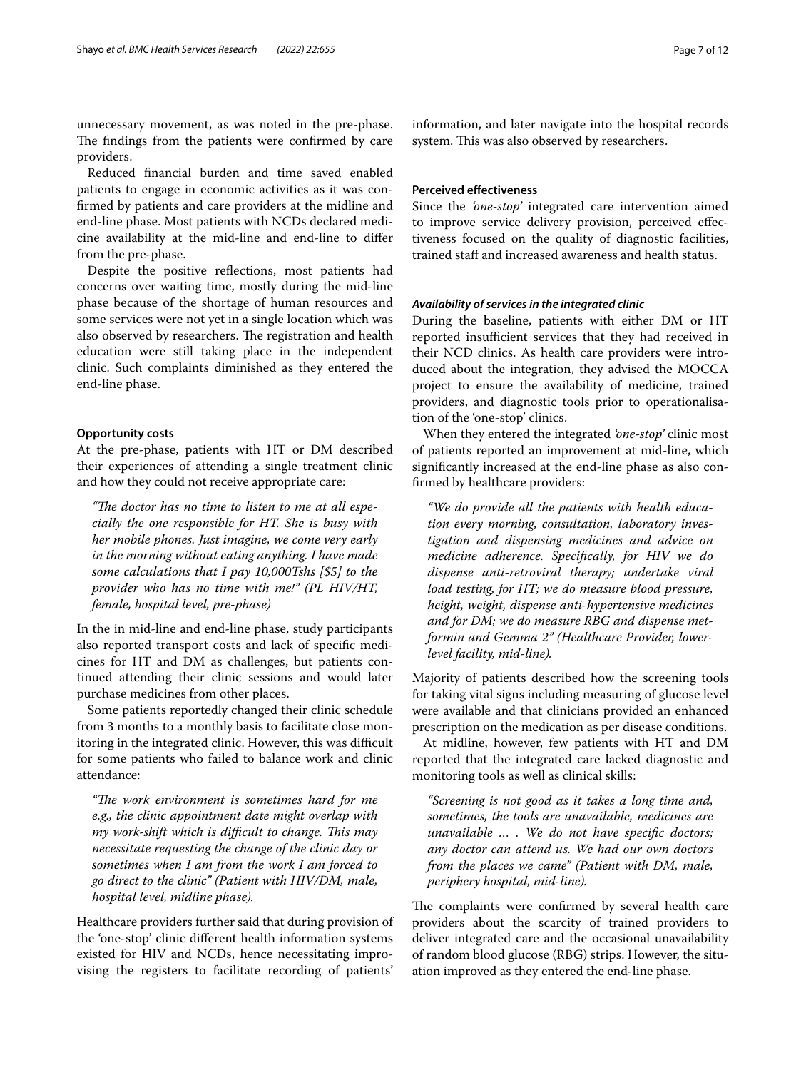unnecessary movement, as was noted in the pre-phase. The findings from the patients were confirmed by care providers.

Reduced financial burden and time saved enabled patients to engage in economic activities as it was confirmed by patients and care providers at the midline and end-line phase. Most patients with NCDs declared medicine availability at the mid-line and end-line to differ from the pre-phase.

Despite the positive reflections, most patients had concerns over waiting time, mostly during the mid-line phase because of the shortage of human resources and some services were not yet in a single location which was also observed by researchers. The registration and health education were still taking place in the independent clinic. Such complaints diminished as they entered the end-line phase.

#### Opportunity costs

At the pre-phase, patients with HT or DM described their experiences of attending a single treatment clinic and how they could not receive appropriate care:

> *"The doctor has no time to listen to me at all especially the one responsible for HT. She is busy with her mobile phones. Just imagine, we come very early in the morning without eating anything. I have made some calculations that I pay 10,000Tshs [$5] to the provider who has no time with me!" (PL HIV/HT, female, hospital level, pre-phase)*

In the in mid-line and end-line phase, study participants also reported transport costs and lack of specific medicines for HT and DM as challenges, but patients continued attending their clinic sessions and would later purchase medicines from other places.

Some patients reportedly changed their clinic schedule from 3 months to a monthly basis to facilitate close monitoring in the integrated clinic. However, this was difficult for some patients who failed to balance work and clinic attendance:

> *"The work environment is sometimes hard for me e.g., the clinic appointment date might overlap with my work-shift which is difficult to change. This may necessitate requesting the change of the clinic day or sometimes when I am from the work I am forced to go direct to the clinic" (Patient with HIV/DM, male, hospital level, midline phase).*

Healthcare providers further said that during provision of the 'one-stop' clinic different health information systems existed for HIV and NCDs, hence necessitating improvising the registers to facilitate recording of patients' information, and later navigate into the hospital records system. This was also observed by researchers.

#### Perceived effectiveness

Since the *'one-stop'* integrated care intervention aimed to improve service delivery provision, perceived effectiveness focused on the quality of diagnostic facilities, trained staff and increased awareness and health status.

##### *Availability of services in the integrated clinic*

During the baseline, patients with either DM or HT reported insufficient services that they had received in their NCD clinics. As health care providers were introduced about the integration, they advised the MOCCA project to ensure the availability of medicine, trained providers, and diagnostic tools prior to operationalisation of the 'one-stop' clinics.

When they entered the integrated *'one-stop'* clinic most of patients reported an improvement at mid-line, which significantly increased at the end-line phase as also confirmed by healthcare providers:

> *"We do provide all the patients with health education every morning, consultation, laboratory investigation and dispensing medicines and advice on medicine adherence. Specifically, for HIV we do dispense anti-retroviral therapy; undertake viral load testing, for HT; we do measure blood pressure, height, weight, dispense anti-hypertensive medicines and for DM; we do measure RBG and dispense metformin and Gemma 2" (Healthcare Provider, lower-level facility, mid-line).*

Majority of patients described how the screening tools for taking vital signs including measuring of glucose level were available and that clinicians provided an enhanced prescription on the medication as per disease conditions.

At midline, however, few patients with HT and DM reported that the integrated care lacked diagnostic and monitoring tools as well as clinical skills:

> *"Screening is not good as it takes a long time and, sometimes, the tools are unavailable, medicines are unavailable … . We do not have specific doctors; any doctor can attend us. We had our own doctors from the places we came" (Patient with DM, male, periphery hospital, mid-line).*

The complaints were confirmed by several health care providers about the scarcity of trained providers to deliver integrated care and the occasional unavailability of random blood glucose (RBG) strips. However, the situation improved as they entered the end-line phase.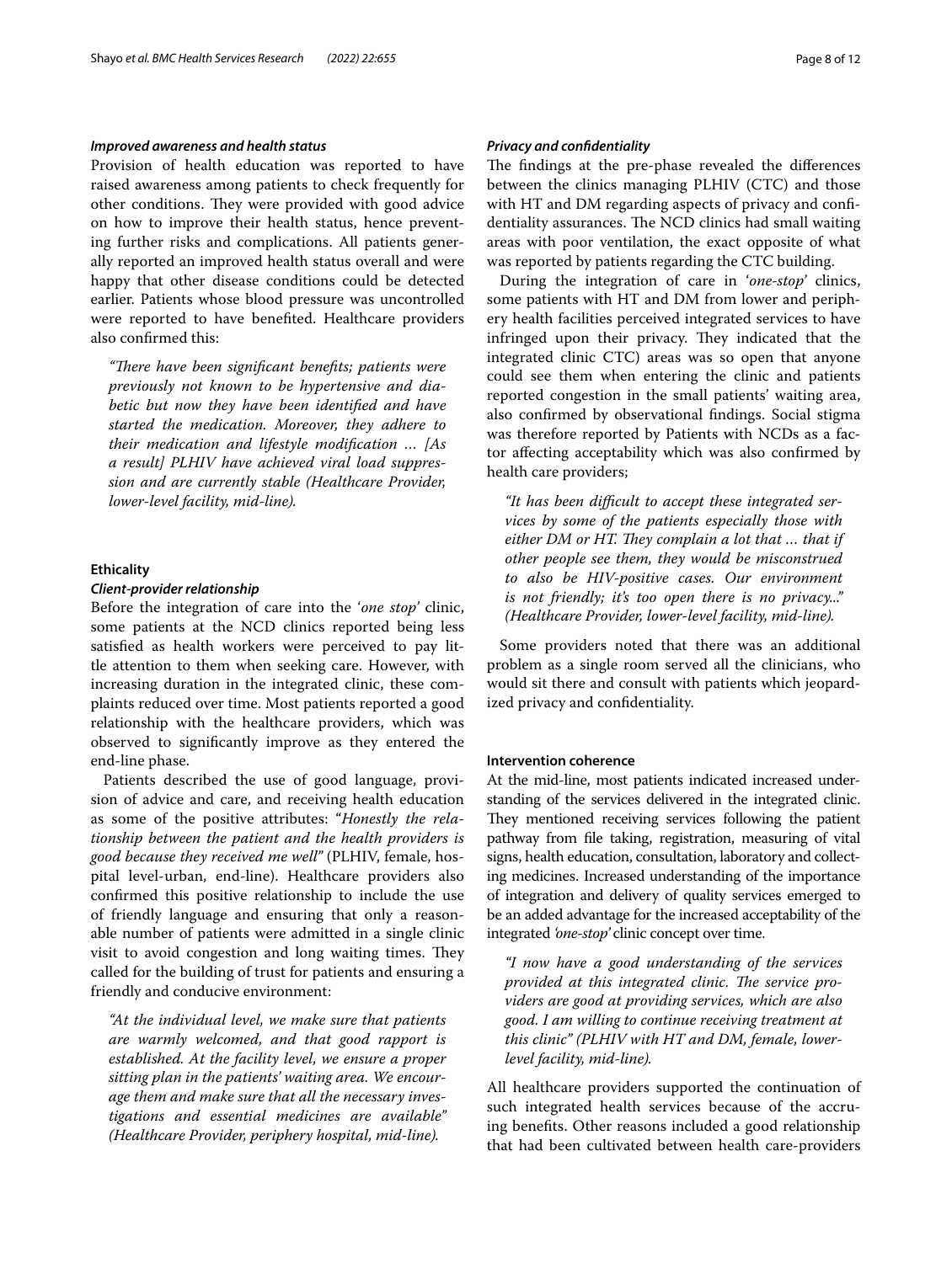#### *Improved awareness and health status*

Provision of health education was reported to have raised awareness among patients to check frequently for other conditions. They were provided with good advice on how to improve their health status, hence preventing further risks and complications. All patients generally reported an improved health status overall and were happy that other disease conditions could be detected earlier. Patients whose blood pressure was uncontrolled were reported to have benefited. Healthcare providers also confirmed this:

> *"There have been significant benefits; patients were previously not known to be hypertensive and diabetic but now they have been identified and have started the medication. Moreover, they adhere to their medication and lifestyle modification … [As a result] PLHIV have achieved viral load suppression and are currently stable (Healthcare Provider, lower-level facility, mid-line).*

### Ethicality

#### *Client-provider relationship*

Before the integration of care into the '*one stop*' clinic, some patients at the NCD clinics reported being less satisfied as health workers were perceived to pay little attention to them when seeking care. However, with increasing duration in the integrated clinic, these complaints reduced over time. Most patients reported a good relationship with the healthcare providers, which was observed to significantly improve as they entered the end-line phase.

Patients described the use of good language, provision of advice and care, and receiving health education as some of the positive attributes: "*Honestly the relationship between the patient and the health providers is good because they received me well"* (PLHIV, female, hospital level-urban, end-line). Healthcare providers also confirmed this positive relationship to include the use of friendly language and ensuring that only a reasonable number of patients were admitted in a single clinic visit to avoid congestion and long waiting times. They called for the building of trust for patients and ensuring a friendly and conducive environment:

> *"At the individual level, we make sure that patients are warmly welcomed, and that good rapport is established. At the facility level, we ensure a proper sitting plan in the patients' waiting area. We encourage them and make sure that all the necessary investigations and essential medicines are available" (Healthcare Provider, periphery hospital, mid-line).*

#### *Privacy and confidentiality*

The findings at the pre-phase revealed the differences between the clinics managing PLHIV (CTC) and those with HT and DM regarding aspects of privacy and confidentiality assurances. The NCD clinics had small waiting areas with poor ventilation, the exact opposite of what was reported by patients regarding the CTC building.

During the integration of care in '*one-stop*' clinics, some patients with HT and DM from lower and periphery health facilities perceived integrated services to have infringed upon their privacy. They indicated that the integrated clinic CTC) areas was so open that anyone could see them when entering the clinic and patients reported congestion in the small patients' waiting area, also confirmed by observational findings. Social stigma was therefore reported by Patients with NCDs as a factor affecting acceptability which was also confirmed by health care providers;

> *"It has been difficult to accept these integrated services by some of the patients especially those with either DM or HT. They complain a lot that … that if other people see them, they would be misconstrued to also be HIV-positive cases. Our environment is not friendly; it's too open there is no privacy..." (Healthcare Provider, lower-level facility, mid-line).*

Some providers noted that there was an additional problem as a single room served all the clinicians, who would sit there and consult with patients which jeopardized privacy and confidentiality.

### Intervention coherence

At the mid-line, most patients indicated increased understanding of the services delivered in the integrated clinic. They mentioned receiving services following the patient pathway from file taking, registration, measuring of vital signs, health education, consultation, laboratory and collecting medicines. Increased understanding of the importance of integration and delivery of quality services emerged to be an added advantage for the increased acceptability of the integrated *'one-stop'* clinic concept over time.

> *"I now have a good understanding of the services provided at this integrated clinic. The service providers are good at providing services, which are also good. I am willing to continue receiving treatment at this clinic" (PLHIV with HT and DM, female, lower-level facility, mid-line).*

All healthcare providers supported the continuation of such integrated health services because of the accruing benefits. Other reasons included a good relationship that had been cultivated between health care-providers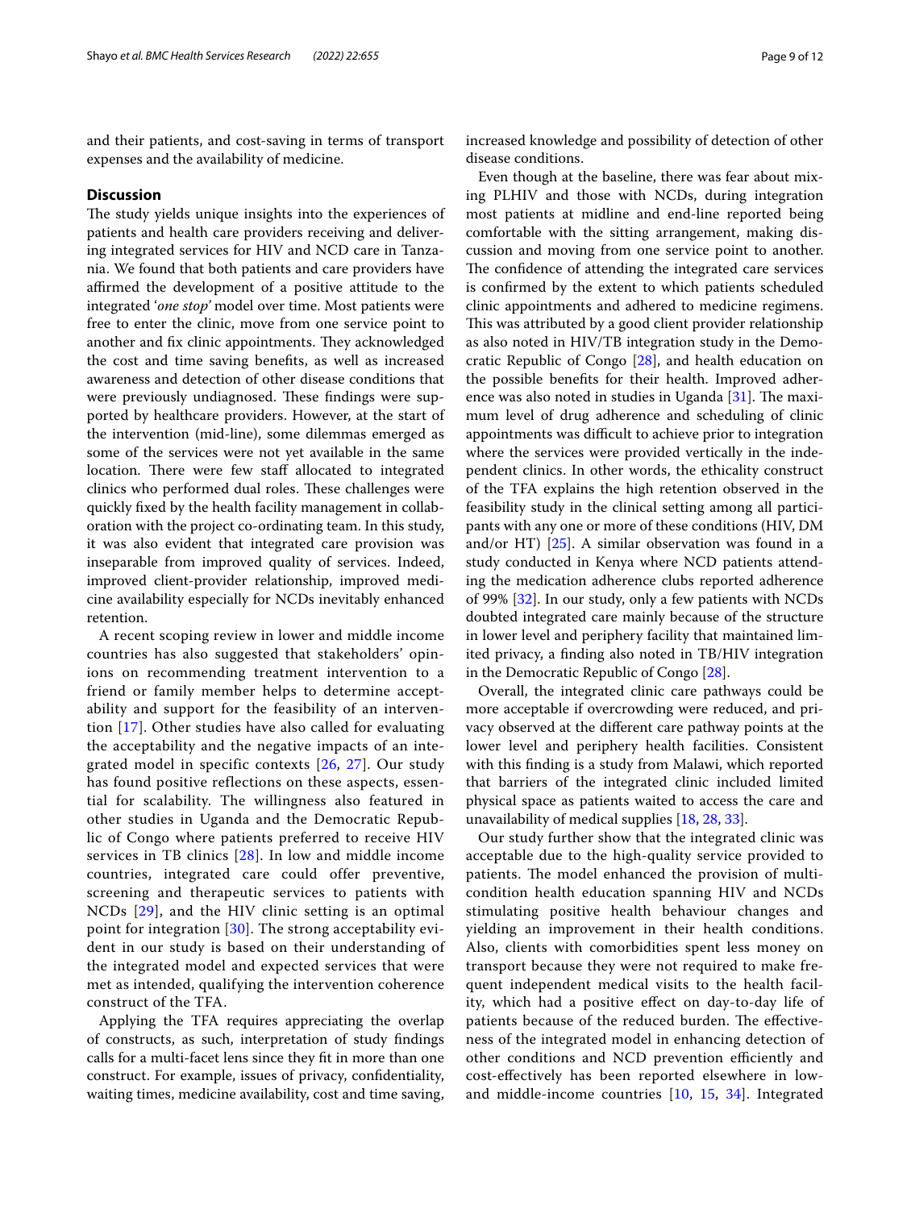and their patients, and cost-saving in terms of transport expenses and the availability of medicine.

## Discussion

The study yields unique insights into the experiences of patients and health care providers receiving and delivering integrated services for HIV and NCD care in Tanzania. We found that both patients and care providers have affirmed the development of a positive attitude to the integrated '*one stop*' model over time. Most patients were free to enter the clinic, move from one service point to another and fix clinic appointments. They acknowledged the cost and time saving benefits, as well as increased awareness and detection of other disease conditions that were previously undiagnosed. These findings were supported by healthcare providers. However, at the start of the intervention (mid-line), some dilemmas emerged as some of the services were not yet available in the same location. There were few staff allocated to integrated clinics who performed dual roles. These challenges were quickly fixed by the health facility management in collaboration with the project co-ordinating team. In this study, it was also evident that integrated care provision was inseparable from improved quality of services. Indeed, improved client-provider relationship, improved medicine availability especially for NCDs inevitably enhanced retention.

A recent scoping review in lower and middle income countries has also suggested that stakeholders' opinions on recommending treatment intervention to a friend or family member helps to determine acceptability and support for the feasibility of an intervention [17]. Other studies have also called for evaluating the acceptability and the negative impacts of an integrated model in specific contexts [26, 27]. Our study has found positive reflections on these aspects, essential for scalability. The willingness also featured in other studies in Uganda and the Democratic Republic of Congo where patients preferred to receive HIV services in TB clinics [28]. In low and middle income countries, integrated care could offer preventive, screening and therapeutic services to patients with NCDs [29], and the HIV clinic setting is an optimal point for integration [30]. The strong acceptability evident in our study is based on their understanding of the integrated model and expected services that were met as intended, qualifying the intervention coherence construct of the TFA.

Applying the TFA requires appreciating the overlap of constructs, as such, interpretation of study findings calls for a multi-facet lens since they fit in more than one construct. For example, issues of privacy, confidentiality, waiting times, medicine availability, cost and time saving, increased knowledge and possibility of detection of other disease conditions.

Even though at the baseline, there was fear about mixing PLHIV and those with NCDs, during integration most patients at midline and end-line reported being comfortable with the sitting arrangement, making discussion and moving from one service point to another. The confidence of attending the integrated care services is confirmed by the extent to which patients scheduled clinic appointments and adhered to medicine regimens. This was attributed by a good client provider relationship as also noted in HIV/TB integration study in the Democratic Republic of Congo [28], and health education on the possible benefits for their health. Improved adherence was also noted in studies in Uganda [31]. The maximum level of drug adherence and scheduling of clinic appointments was difficult to achieve prior to integration where the services were provided vertically in the independent clinics. In other words, the ethicality construct of the TFA explains the high retention observed in the feasibility study in the clinical setting among all participants with any one or more of these conditions (HIV, DM and/or HT) [25]. A similar observation was found in a study conducted in Kenya where NCD patients attending the medication adherence clubs reported adherence of 99% [32]. In our study, only a few patients with NCDs doubted integrated care mainly because of the structure in lower level and periphery facility that maintained limited privacy, a finding also noted in TB/HIV integration in the Democratic Republic of Congo [28].

Overall, the integrated clinic care pathways could be more acceptable if overcrowding were reduced, and privacy observed at the different care pathway points at the lower level and periphery health facilities. Consistent with this finding is a study from Malawi, which reported that barriers of the integrated clinic included limited physical space as patients waited to access the care and unavailability of medical supplies [18, 28, 33].

Our study further show that the integrated clinic was acceptable due to the high-quality service provided to patients. The model enhanced the provision of multi-condition health education spanning HIV and NCDs stimulating positive health behaviour changes and yielding an improvement in their health conditions. Also, clients with comorbidities spent less money on transport because they were not required to make frequent independent medical visits to the health facility, which had a positive effect on day-to-day life of patients because of the reduced burden. The effectiveness of the integrated model in enhancing detection of other conditions and NCD prevention efficiently and cost-effectively has been reported elsewhere in low- and middle-income countries [10, 15, 34]. Integrated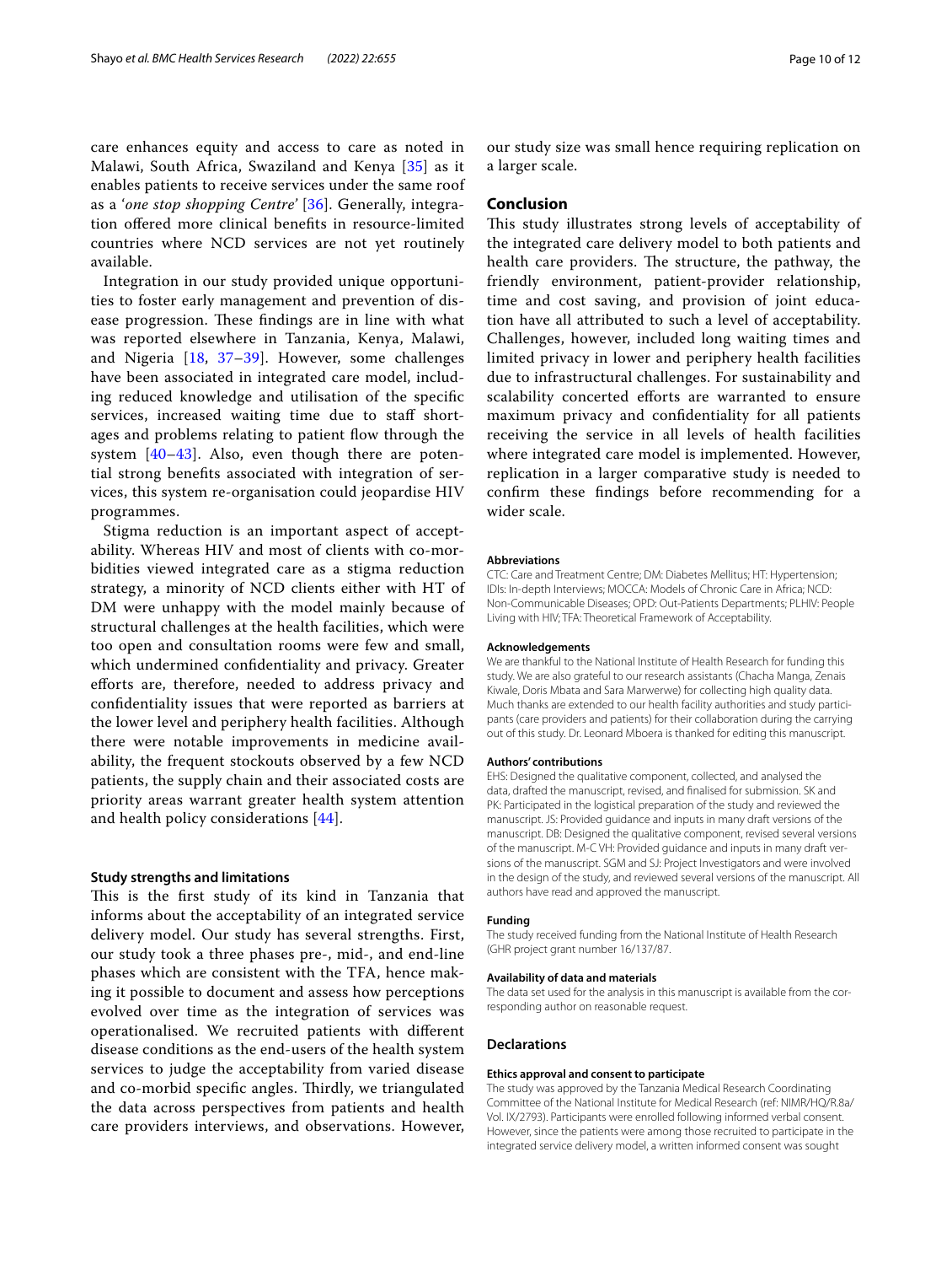care enhances equity and access to care as noted in Malawi, South Africa, Swaziland and Kenya [35] as it enables patients to receive services under the same roof as a '*one stop shopping Centre*' [36]. Generally, integration offered more clinical benefits in resource-limited countries where NCD services are not yet routinely available.

Integration in our study provided unique opportunities to foster early management and prevention of disease progression. These findings are in line with what was reported elsewhere in Tanzania, Kenya, Malawi, and Nigeria [18, 37–39]. However, some challenges have been associated in integrated care model, including reduced knowledge and utilisation of the specific services, increased waiting time due to staff shortages and problems relating to patient flow through the system [40–43]. Also, even though there are potential strong benefits associated with integration of services, this system re-organisation could jeopardise HIV programmes.

Stigma reduction is an important aspect of acceptability. Whereas HIV and most of clients with co-morbidities viewed integrated care as a stigma reduction strategy, a minority of NCD clients either with HT of DM were unhappy with the model mainly because of structural challenges at the health facilities, which were too open and consultation rooms were few and small, which undermined confidentiality and privacy. Greater efforts are, therefore, needed to address privacy and confidentiality issues that were reported as barriers at the lower level and periphery health facilities. Although there were notable improvements in medicine availability, the frequent stockouts observed by a few NCD patients, the supply chain and their associated costs are priority areas warrant greater health system attention and health policy considerations [44].

### Study strengths and limitations

This is the first study of its kind in Tanzania that informs about the acceptability of an integrated service delivery model. Our study has several strengths. First, our study took a three phases pre-, mid-, and end-line phases which are consistent with the TFA, hence making it possible to document and assess how perceptions evolved over time as the integration of services was operationalised. We recruited patients with different disease conditions as the end-users of the health system services to judge the acceptability from varied disease and co-morbid specific angles. Thirdly, we triangulated the data across perspectives from patients and health care providers interviews, and observations. However, our study size was small hence requiring replication on a larger scale.

## Conclusion

This study illustrates strong levels of acceptability of the integrated care delivery model to both patients and health care providers. The structure, the pathway, the friendly environment, patient-provider relationship, time and cost saving, and provision of joint education have all attributed to such a level of acceptability. Challenges, however, included long waiting times and limited privacy in lower and periphery health facilities due to infrastructural challenges. For sustainability and scalability concerted efforts are warranted to ensure maximum privacy and confidentiality for all patients receiving the service in all levels of health facilities where integrated care model is implemented. However, replication in a larger comparative study is needed to confirm these findings before recommending for a wider scale.

#### Abbreviations

CTC: Care and Treatment Centre; DM: Diabetes Mellitus; HT: Hypertension; IDIs: In-depth Interviews; MOCCA: Models of Chronic Care in Africa; NCD: Non-Communicable Diseases; OPD: Out-Patients Departments; PLHIV: People Living with HIV; TFA: Theoretical Framework of Acceptability.

#### Acknowledgements

We are thankful to the National Institute of Health Research for funding this study. We are also grateful to our research assistants (Chacha Manga, Zenais Kiwale, Doris Mbata and Sara Marwerwe) for collecting high quality data. Much thanks are extended to our health facility authorities and study participants (care providers and patients) for their collaboration during the carrying out of this study. Dr. Leonard Mboera is thanked for editing this manuscript.

#### Authors' contributions

EHS: Designed the qualitative component, collected, and analysed the data, drafted the manuscript, revised, and finalised for submission. SK and PK: Participated in the logistical preparation of the study and reviewed the manuscript. JS: Provided guidance and inputs in many draft versions of the manuscript. DB: Designed the qualitative component, revised several versions of the manuscript. M-C VH: Provided guidance and inputs in many draft versions of the manuscript. SGM and SJ: Project Investigators and were involved in the design of the study, and reviewed several versions of the manuscript. All authors have read and approved the manuscript.

#### Funding

The study received funding from the National Institute of Health Research (GHR project grant number 16/137/87.

#### Availability of data and materials

The data set used for the analysis in this manuscript is available from the corresponding author on reasonable request.

### Declarations

#### Ethics approval and consent to participate

The study was approved by the Tanzania Medical Research Coordinating Committee of the National Institute for Medical Research (ref: NIMR/HQ/R.8a/Vol. IX/2793). Participants were enrolled following informed verbal consent. However, since the patients were among those recruited to participate in the integrated service delivery model, a written informed consent was sought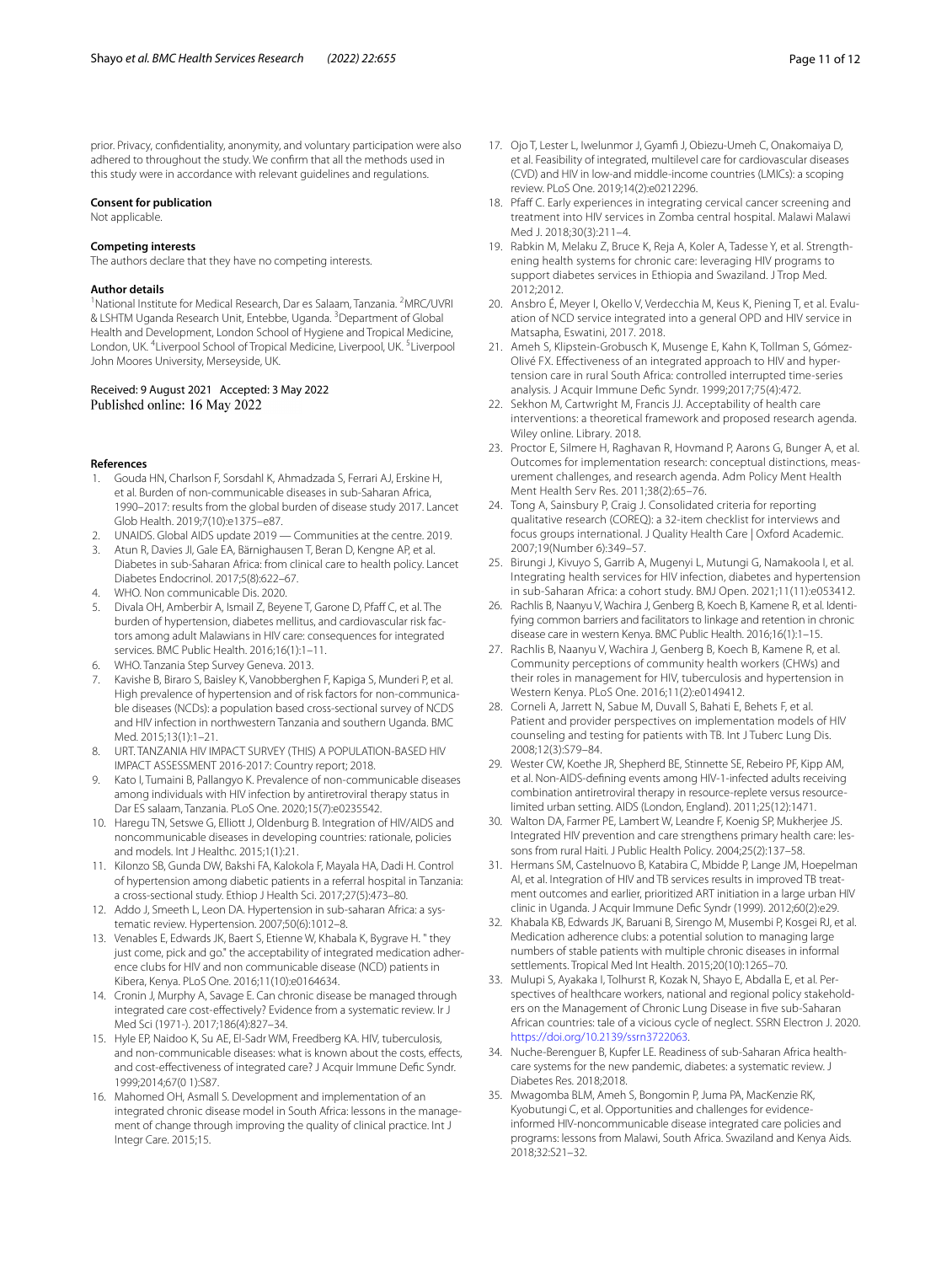prior. Privacy, confidentiality, anonymity, and voluntary participation were also adhered to throughout the study. We confirm that all the methods used in this study were in accordance with relevant guidelines and regulations.

### Consent for publication

Not applicable.

### Competing interests

The authors declare that they have no competing interests.

### Author details

[1]National Institute for Medical Research, Dar es Salaam, Tanzania. [2]MRC/UVRI & LSHTM Uganda Research Unit, Entebbe, Uganda. [3]Department of Global Health and Development, London School of Hygiene and Tropical Medicine, London, UK. [4]Liverpool School of Tropical Medicine, Liverpool, UK. [5]Liverpool John Moores University, Merseyside, UK.

Received: 9 August 2021 Accepted: 3 May 2022
Published online: 16 May 2022

## References

1. Gouda HN, Charlson F, Sorsdahl K, Ahmadzada S, Ferrari AJ, Erskine H, et al. Burden of non-communicable diseases in sub-Saharan Africa, 1990–2017: results from the global burden of disease study 2017. Lancet Glob Health. 2019;7(10):e1375–e87.
2. UNAIDS. Global AIDS update 2019 — Communities at the centre. 2019.
3. Atun R, Davies JI, Gale EA, Bärnighausen T, Beran D, Kengne AP, et al. Diabetes in sub-Saharan Africa: from clinical care to health policy. Lancet Diabetes Endocrinol. 2017;5(8):622–67.
4. WHO. Non communicable Dis. 2020.
5. Divala OH, Amberbir A, Ismail Z, Beyene T, Garone D, Pfaff C, et al. The burden of hypertension, diabetes mellitus, and cardiovascular risk factors among adult Malawians in HIV care: consequences for integrated services. BMC Public Health. 2016;16(1):1–11.
6. WHO. Tanzania Step Survey Geneva. 2013.
7. Kavishe B, Biraro S, Baisley K, Vanobberghen F, Kapiga S, Munderi P, et al. High prevalence of hypertension and of risk factors for non-communicable diseases (NCDs): a population based cross-sectional survey of NCDS and HIV infection in northwestern Tanzania and southern Uganda. BMC Med. 2015;13(1):1–21.
8. URT. TANZANIA HIV IMPACT SURVEY (THIS) A POPULATION-BASED HIV IMPACT ASSESSMENT 2016-2017: Country report; 2018.
9. Kato I, Tumaini B, Pallangyo K. Prevalence of non-communicable diseases among individuals with HIV infection by antiretroviral therapy status in Dar ES salaam, Tanzania. PLoS One. 2020;15(7):e0235542.
10. Haregu TN, Setswe G, Elliott J, Oldenburg B. Integration of HIV/AIDS and noncommunicable diseases in developing countries: rationale, policies and models. Int J Healthc. 2015;1(1):21.
11. Kilonzo SB, Gunda DW, Bakshi FA, Kalokola F, Mayala HA, Dadi H. Control of hypertension among diabetic patients in a referral hospital in Tanzania: a cross-sectional study. Ethiop J Health Sci. 2017;27(5):473–80.
12. Addo J, Smeeth L, Leon DA. Hypertension in sub-saharan Africa: a systematic review. Hypertension. 2007;50(6):1012–8.
13. Venables E, Edwards JK, Baert S, Etienne W, Khabala K, Bygrave H. " they just come, pick and go." the acceptability of integrated medication adherence clubs for HIV and non communicable disease (NCD) patients in Kibera, Kenya. PLoS One. 2016;11(10):e0164634.
14. Cronin J, Murphy A, Savage E. Can chronic disease be managed through integrated care cost-effectively? Evidence from a systematic review. Ir J Med Sci (1971-). 2017;186(4):827–34.
15. Hyle EP, Naidoo K, Su AE, El-Sadr WM, Freedberg KA. HIV, tuberculosis, and non-communicable diseases: what is known about the costs, effects, and cost-effectiveness of integrated care? J Acquir Immune Defic Syndr. 1999;2014;67(0 1):S87.
16. Mahomed OH, Asmall S. Development and implementation of an integrated chronic disease model in South Africa: lessons in the management of change through improving the quality of clinical practice. Int J Integr Care. 2015;15.
17. Ojo T, Lester L, Iwelunmor J, Gyamfi J, Obiezu-Umeh C, Onakomaiya D, et al. Feasibility of integrated, multilevel care for cardiovascular diseases (CVD) and HIV in low-and middle-income countries (LMICs): a scoping review. PLoS One. 2019;14(2):e0212296.
18. Pfaff C. Early experiences in integrating cervical cancer screening and treatment into HIV services in Zomba central hospital. Malawi Malawi Med J. 2018;30(3):211–4.
19. Rabkin M, Melaku Z, Bruce K, Reja A, Koler A, Tadesse Y, et al. Strengthening health systems for chronic care: leveraging HIV programs to support diabetes services in Ethiopia and Swaziland. J Trop Med. 2012;2012.
20. Ansbro É, Meyer I, Okello V, Verdecchia M, Keus K, Piening T, et al. Evaluation of NCD service integrated into a general OPD and HIV service in Matsapha, Eswatini, 2017. 2018.
21. Ameh S, Klipstein-Grobusch K, Musenge E, Kahn K, Tollman S, Gómez-Olivé FX. Effectiveness of an integrated approach to HIV and hypertension care in rural South Africa: controlled interrupted time-series analysis. J Acquir Immune Defic Syndr. 1999;2017;75(4):472.
22. Sekhon M, Cartwright M, Francis JJ. Acceptability of health care interventions: a theoretical framework and proposed research agenda. Wiley online. Library. 2018.
23. Proctor E, Silmere H, Raghavan R, Hovmand P, Aarons G, Bunger A, et al. Outcomes for implementation research: conceptual distinctions, measurement challenges, and research agenda. Adm Policy Ment Health Ment Health Serv Res. 2011;38(2):65–76.
24. Tong A, Sainsbury P, Craig J. Consolidated criteria for reporting qualitative research (COREQ): a 32-item checklist for interviews and focus groups international. J Quality Health Care | Oxford Academic. 2007;19(Number 6):349–57.
25. Birungi J, Kivuyo S, Garrib A, Mugenyi L, Mutungi G, Namakoola I, et al. Integrating health services for HIV infection, diabetes and hypertension in sub-Saharan Africa: a cohort study. BMJ Open. 2021;11(11):e053412.
26. Rachlis B, Naanyu V, Wachira J, Genberg B, Koech B, Kamene R, et al. Identifying common barriers and facilitators to linkage and retention in chronic disease care in western Kenya. BMC Public Health. 2016;16(1):1–15.
27. Rachlis B, Naanyu V, Wachira J, Genberg B, Koech B, Kamene R, et al. Community perceptions of community health workers (CHWs) and their roles in management for HIV, tuberculosis and hypertension in Western Kenya. PLoS One. 2016;11(2):e0149412.
28. Corneli A, Jarrett N, Sabue M, Duvall S, Bahati E, Behets F, et al. Patient and provider perspectives on implementation models of HIV counseling and testing for patients with TB. Int J Tuberc Lung Dis. 2008;12(3):S79–84.
29. Wester CW, Koethe JR, Shepherd BE, Stinnette SE, Rebeiro PF, Kipp AM, et al. Non-AIDS-defining events among HIV-1-infected adults receiving combination antiretroviral therapy in resource-replete versus resource-limited urban setting. AIDS (London, England). 2011;25(12):1471.
30. Walton DA, Farmer PE, Lambert W, Leandre F, Koenig SP, Mukherjee JS. Integrated HIV prevention and care strengthens primary health care: lessons from rural Haiti. J Public Health Policy. 2004;25(2):137–58.
31. Hermans SM, Castelnuovo B, Katabira C, Mbidde P, Lange JM, Hoepelman AI, et al. Integration of HIV and TB services results in improved TB treatment outcomes and earlier, prioritized ART initiation in a large urban HIV clinic in Uganda. J Acquir Immune Defic Syndr (1999). 2012;60(2):e29.
32. Khabala KB, Edwards JK, Baruani B, Sirengo M, Musembi P, Kosgei RJ, et al. Medication adherence clubs: a potential solution to managing large numbers of stable patients with multiple chronic diseases in informal settlements. Tropical Med Int Health. 2015;20(10):1265–70.
33. Mulupi S, Ayakaka I, Tolhurst R, Kozak N, Shayo E, Abdalla E, et al. Perspectives of healthcare workers, national and regional policy stakeholders on the Management of Chronic Lung Disease in five sub-Saharan African countries: tale of a vicious cycle of neglect. SSRN Electron J. 2020. https://doi.org/10.2139/ssrn3722063.
34. Nuche-Berenguer B, Kupfer LE. Readiness of sub-Saharan Africa healthcare systems for the new pandemic, diabetes: a systematic review. J Diabetes Res. 2018;2018.
35. Mwagomba BLM, Ameh S, Bongomin P, Juma PA, MacKenzie RK, Kyobutungi C, et al. Opportunities and challenges for evidence-informed HIV-noncommunicable disease integrated care policies and programs: lessons from Malawi, South Africa. Swaziland and Kenya Aids. 2018;32:S21–32.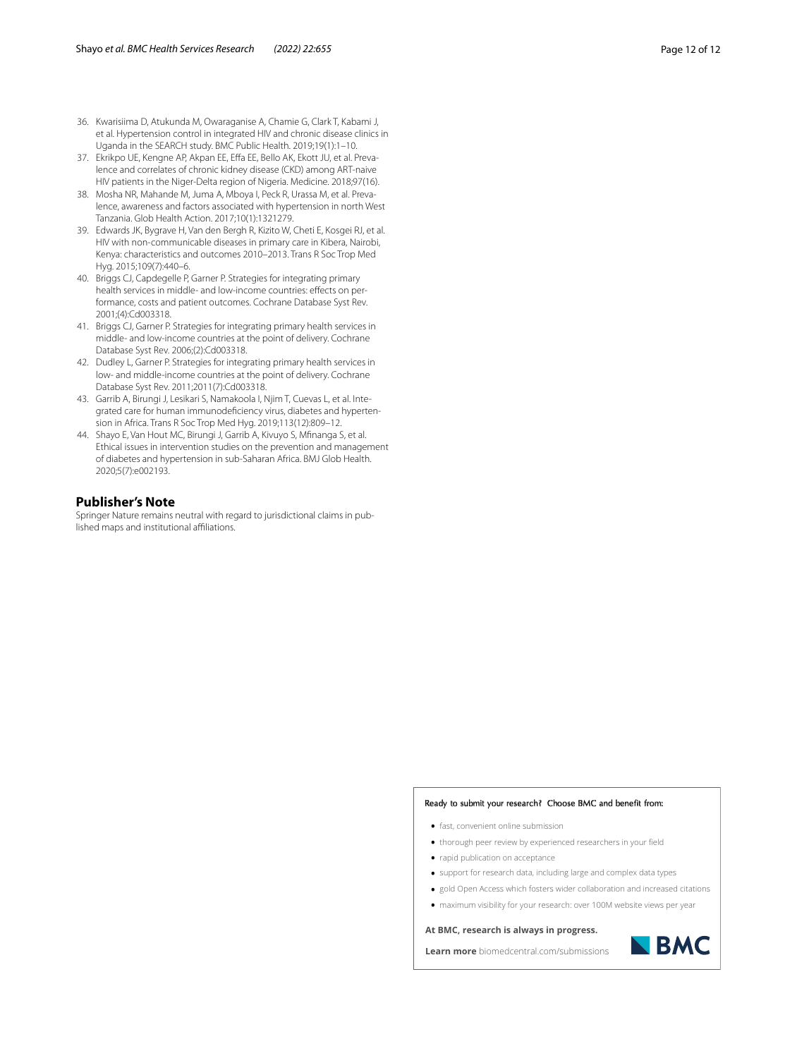36. Kwarisiima D, Atukunda M, Owaraganise A, Chamie G, Clark T, Kabami J, et al. Hypertension control in integrated HIV and chronic disease clinics in Uganda in the SEARCH study. BMC Public Health. 2019;19(1):1–10.
37. Ekrikpo UE, Kengne AP, Akpan EE, Effa EE, Bello AK, Ekott JU, et al. Prevalence and correlates of chronic kidney disease (CKD) among ART-naive HIV patients in the Niger-Delta region of Nigeria. Medicine. 2018;97(16).
38. Mosha NR, Mahande M, Juma A, Mboya I, Peck R, Urassa M, et al. Prevalence, awareness and factors associated with hypertension in north West Tanzania. Glob Health Action. 2017;10(1):1321279.
39. Edwards JK, Bygrave H, Van den Bergh R, Kizito W, Cheti E, Kosgei RJ, et al. HIV with non-communicable diseases in primary care in Kibera, Nairobi, Kenya: characteristics and outcomes 2010–2013. Trans R Soc Trop Med Hyg. 2015;109(7):440–6.
40. Briggs CJ, Capdegelle P, Garner P. Strategies for integrating primary health services in middle- and low-income countries: effects on performance, costs and patient outcomes. Cochrane Database Syst Rev. 2001;(4):Cd003318.
41. Briggs CJ, Garner P. Strategies for integrating primary health services in middle- and low-income countries at the point of delivery. Cochrane Database Syst Rev. 2006;(2):Cd003318.
42. Dudley L, Garner P. Strategies for integrating primary health services in low- and middle-income countries at the point of delivery. Cochrane Database Syst Rev. 2011;2011(7):Cd003318.
43. Garrib A, Birungi J, Lesikari S, Namakoola I, Njim T, Cuevas L, et al. Integrated care for human immunodeficiency virus, diabetes and hypertension in Africa. Trans R Soc Trop Med Hyg. 2019;113(12):809–12.
44. Shayo E, Van Hout MC, Birungi J, Garrib A, Kivuyo S, Mfinanga S, et al. Ethical issues in intervention studies on the prevention and management of diabetes and hypertension in sub-Saharan Africa. BMJ Glob Health. 2020;5(7):e002193.

## Publisher's Note

Springer Nature remains neutral with regard to jurisdictional claims in published maps and institutional affiliations.

Ready to submit your research? Choose BMC and benefit from:

- fast, convenient online submission
- thorough peer review by experienced researchers in your field
- rapid publication on acceptance
- support for research data, including large and complex data types
- gold Open Access which fosters wider collaboration and increased citations
- maximum visibility for your research: over 100M website views per year

**At BMC, research is always in progress.**

**Learn more** biomedcentral.com/submissions

BMC